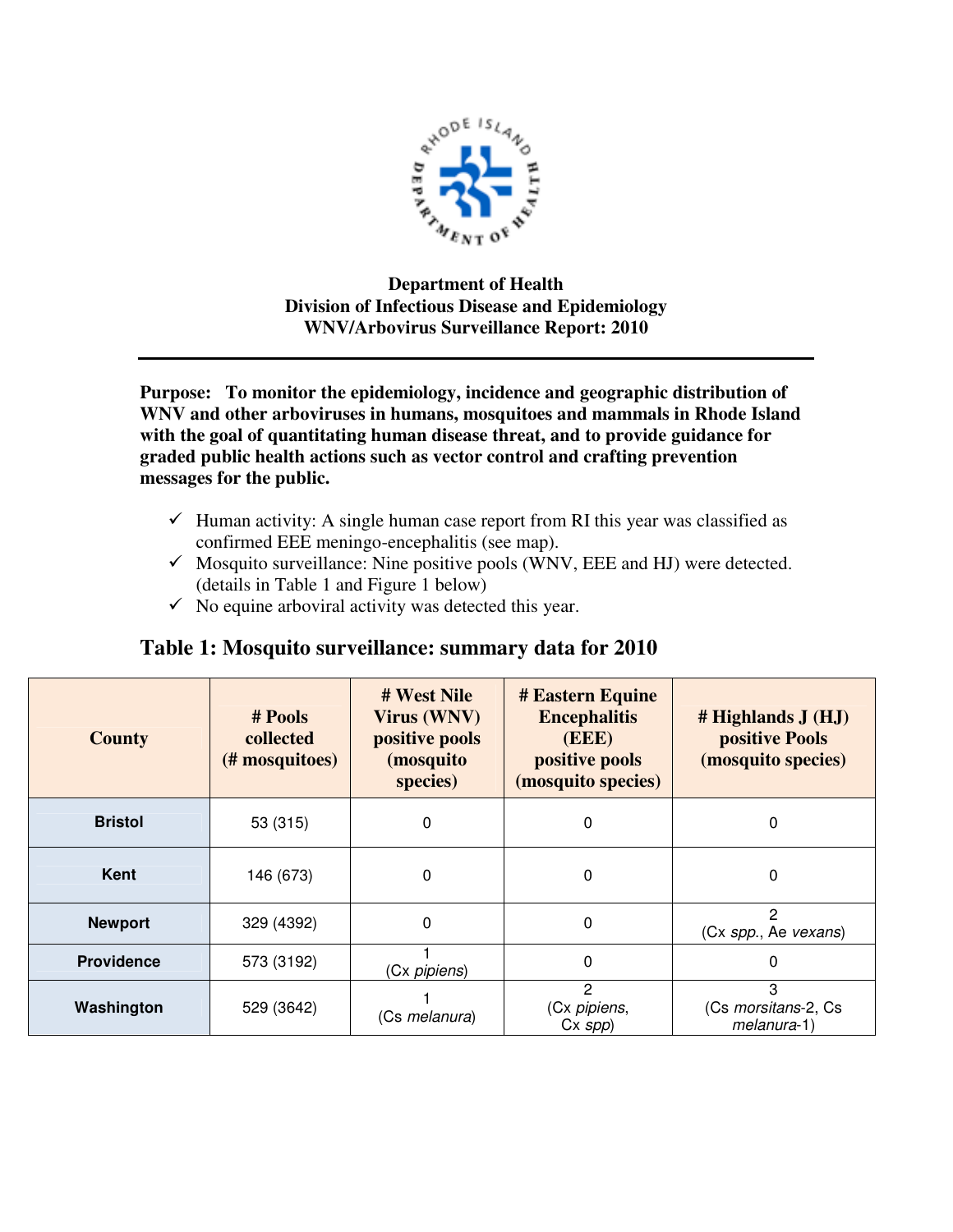**Department of Health**
**Division of Infectious Disease and Epidemiology**
**WNV/Arbovirus Surveillance Report: 2010**

---

**Purpose: To monitor the epidemiology, incidence and geographic distribution of WNV and other arboviruses in humans, mosquitoes and mammals in Rhode Island with the goal of quantitating human disease threat, and to provide guidance for graded public health actions such as vector control and crafting prevention messages for the public.**

- ✓ Human activity: A single human case report from RI this year was classified as confirmed EEE meningo-encephalitis (see map).
- ✓ Mosquito surveillance: Nine positive pools (WNV, EEE and HJ) were detected. (details in Table 1 and Figure 1 below)
- ✓ No equine arboviral activity was detected this year.

## Table 1: Mosquito surveillance: summary data for 2010

| County | # Pools collected (# mosquitoes) | # West Nile Virus (WNV) positive pools (mosquito species) | # Eastern Equine Encephalitis (EEE) positive pools (mosquito species) | # Highlands J (HJ) positive Pools (mosquito species) |
|---|---|---|---|---|
| **Bristol** | 53 (315) | 0 | 0 | 0 |
| **Kent** | 146 (673) | 0 | 0 | 0 |
| **Newport** | 329 (4392) | 0 | 0 | 2 (Cx *spp.*, Ae *vexans*) |
| **Providence** | 573 (3192) | 1 (Cx *pipiens*) | 0 | 0 |
| **Washington** | 529 (3642) | 1 (Cs *melanura*) | 2 (Cx *pipiens*, Cx *spp*) | 3 (Cs *morsitans*-2, Cs *melanura*-1) |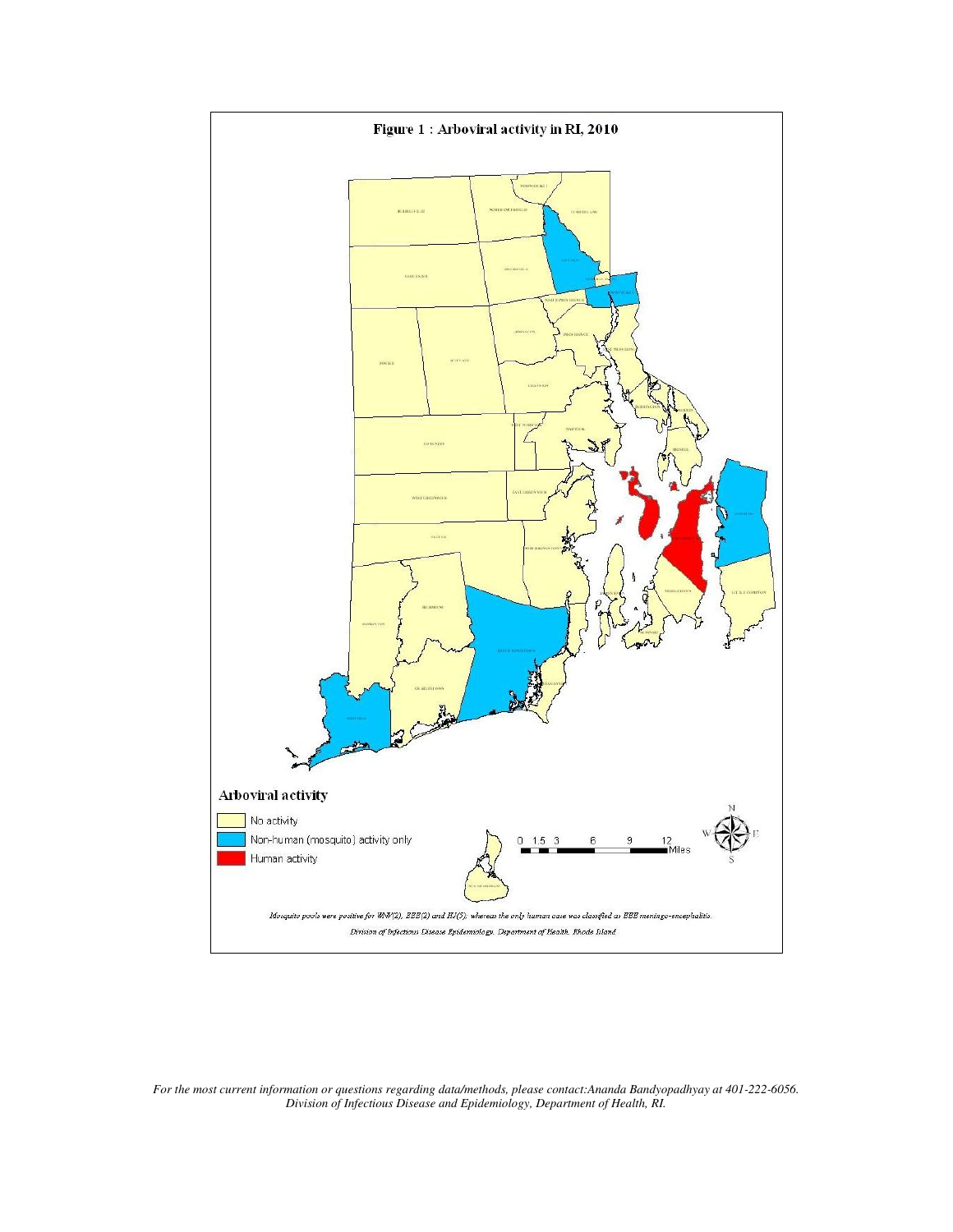**Figure 1 : Arboviral activity in RI, 2010**

**Arboviral activity**

No activity

Non-human (mosquito) activity only

Human activity

0 1.5 3 6 9 12
Miles

N
W E
S

*Mosquito pools were positive for WNV(2), EEE(2) and HJ(5); whereas the only human case was classified as EEE meningo-encephalitis.*

*Division of Infectious Disease Epidemiology, Department of Health, Rhode Island*

*For the most current information or questions regarding data/methods, please contact:Ananda Bandyopadhyay at 401-222-6056. Division of Infectious Disease and Epidemiology, Department of Health, RI.*